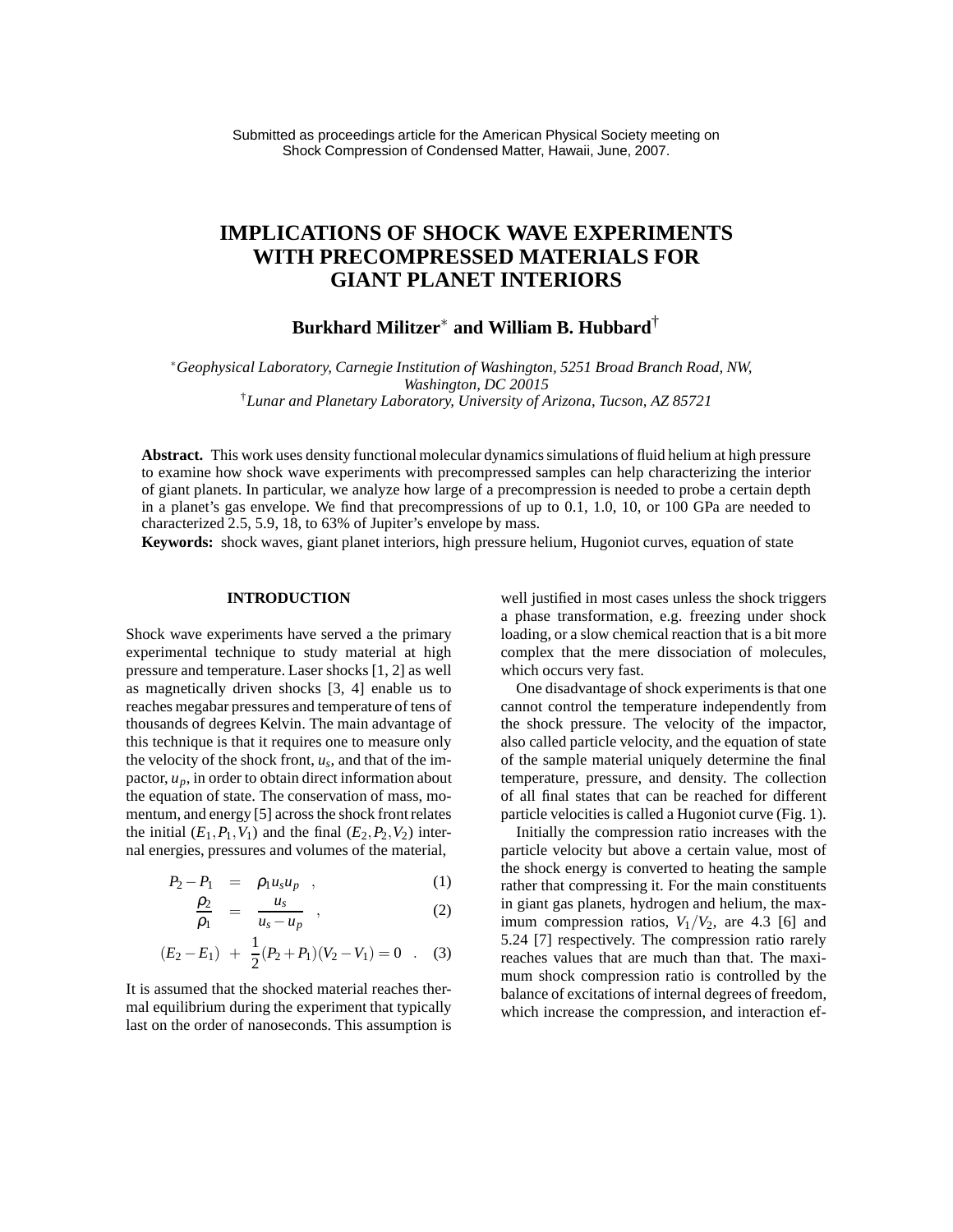Submitted as proceedings article for the American Physical Society meeting on Shock Compression of Condensed Matter, Hawaii, June, 2007.

# IMPLICATIONS OF SHOCK WAVE EXPERIMENTS WITH PRECOMPRESSED MATERIALS FOR GIANT PLANET INTERIORS

**Burkhard Militzer[*] and William B. Hubbard[†]**

[*] *Geophysical Laboratory, Carnegie Institution of Washington, 5251 Broad Branch Road, NW, Washington, DC 20015*
[†] *Lunar and Planetary Laboratory, University of Arizona, Tucson, AZ 85721*

**Abstract.** This work uses density functional molecular dynamics simulations of fluid helium at high pressure to examine how shock wave experiments with precompressed samples can help characterizing the interior of giant planets. In particular, we analyze how large of a precompression is needed to probe a certain depth in a planet's gas envelope. We find that precompressions of up to 0.1, 1.0, 10, or 100 GPa are needed to characterized 2.5, 5.9, 18, to 63% of Jupiter's envelope by mass.

**Keywords:** shock waves, giant planet interiors, high pressure helium, Hugoniot curves, equation of state

## INTRODUCTION

Shock wave experiments have served a the primary experimental technique to study material at high pressure and temperature. Laser shocks [1, 2] as well as magnetically driven shocks [3, 4] enable us to reaches megabar pressures and temperature of tens of thousands of degrees Kelvin. The main advantage of this technique is that it requires one to measure only the velocity of the shock front, $u_s$, and that of the impactor, $u_p$, in order to obtain direct information about the equation of state. The conservation of mass, momentum, and energy [5] across the shock front relates the initial $(E_1, P_1, V_1)$ and the final $(E_2, P_2, V_2)$ internal energies, pressures and volumes of the material,

$$P_2 - P_1 = \rho_1 u_s u_p \quad , \tag{1}$$

$$\frac{\rho_2}{\rho_1} = \frac{u_s}{u_s - u_p} \quad , \tag{2}$$

$$(E_2 - E_1) + \frac{1}{2}(P_2 + P_1)(V_2 - V_1) = 0 \quad . \tag{3}$$

It is assumed that the shocked material reaches thermal equilibrium during the experiment that typically last on the order of nanoseconds. This assumption is well justified in most cases unless the shock triggers a phase transformation, e.g. freezing under shock loading, or a slow chemical reaction that is a bit more complex that the mere dissociation of molecules, which occurs very fast.

One disadvantage of shock experiments is that one cannot control the temperature independently from the shock pressure. The velocity of the impactor, also called particle velocity, and the equation of state of the sample material uniquely determine the final temperature, pressure, and density. The collection of all final states that can be reached for different particle velocities is called a Hugoniot curve (Fig. 1).

Initially the compression ratio increases with the particle velocity but above a certain value, most of the shock energy is converted to heating the sample rather that compressing it. For the main constituents in giant gas planets, hydrogen and helium, the maximum compression ratios, $V_1/V_2$, are 4.3 [6] and 5.24 [7] respectively. The compression ratio rarely reaches values that are much than that. The maximum shock compression ratio is controlled by the balance of excitations of internal degrees of freedom, which increase the compression, and interaction ef-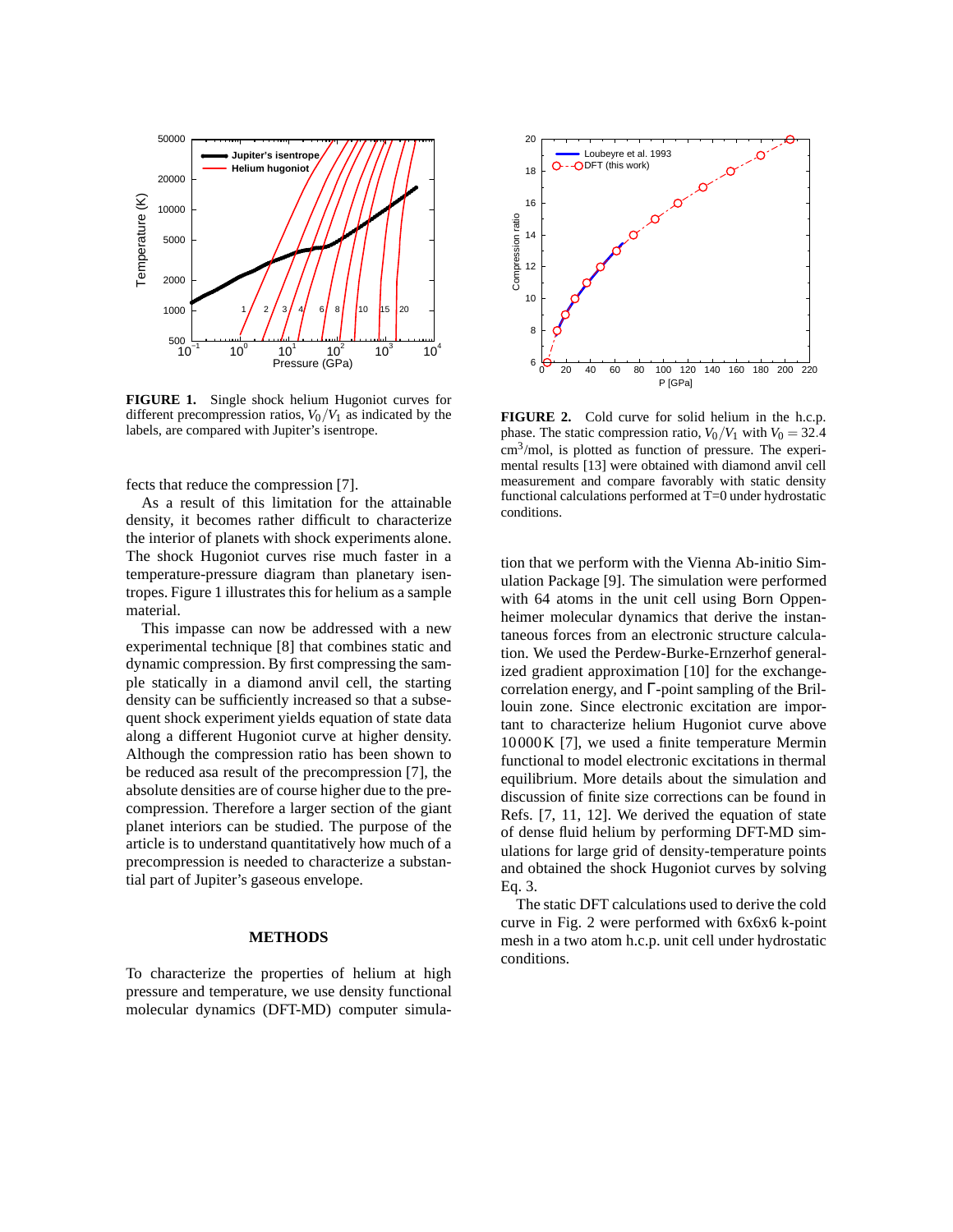**FIGURE 1.** Single shock helium Hugoniot curves for different precompression ratios, $V_0/V_1$ as indicated by the labels, are compared with Jupiter's isentrope.

fects that reduce the compression [7].

As a result of this limitation for the attainable density, it becomes rather difficult to characterize the interior of planets with shock experiments alone. The shock Hugoniot curves rise much faster in a temperature-pressure diagram than planetary isentropes. Figure 1 illustrates this for helium as a sample material.

This impasse can now be addressed with a new experimental technique [8] that combines static and dynamic compression. By first compressing the sample statically in a diamond anvil cell, the starting density can be sufficiently increased so that a subsequent shock experiment yields equation of state data along a different Hugoniot curve at higher density. Although the compression ratio has been shown to be reduced asa result of the precompression [7], the absolute densities are of course higher due to the precompression. Therefore a larger section of the giant planet interiors can be studied. The purpose of the article is to understand quantitatively how much of a precompression is needed to characterize a substantial part of Jupiter's gaseous envelope.

## METHODS

To characterize the properties of helium at high pressure and temperature, we use density functional molecular dynamics (DFT-MD) computer simulation that we perform with the Vienna Ab-initio Simulation Package [9]. The simulation were performed with 64 atoms in the unit cell using Born Oppenheimer molecular dynamics that derive the instantaneous forces from an electronic structure calculation. We used the Perdew-Burke-Ernzerhof generalized gradient approximation [10] for the exchange-correlation energy, and $\Gamma$-point sampling of the Brillouin zone. Since electronic excitation are important to characterize helium Hugoniot curve above 10000 K [7], we used a finite temperature Mermin functional to model electronic excitations in thermal equilibrium. More details about the simulation and discussion of finite size corrections can be found in Refs. [7, 11, 12]. We derived the equation of state of dense fluid helium by performing DFT-MD simulations for large grid of density-temperature points and obtained the shock Hugoniot curves by solving Eq. 3.

The static DFT calculations used to derive the cold curve in Fig. 2 were performed with 6x6x6 k-point mesh in a two atom h.c.p. unit cell under hydrostatic conditions.

**FIGURE 2.** Cold curve for solid helium in the h.c.p. phase. The static compression ratio, $V_0/V_1$ with $V_0 = 32.4$ cm$^3$/mol, is plotted as function of pressure. The experimental results [13] were obtained with diamond anvil cell measurement and compare favorably with static density functional calculations performed at T=0 under hydrostatic conditions.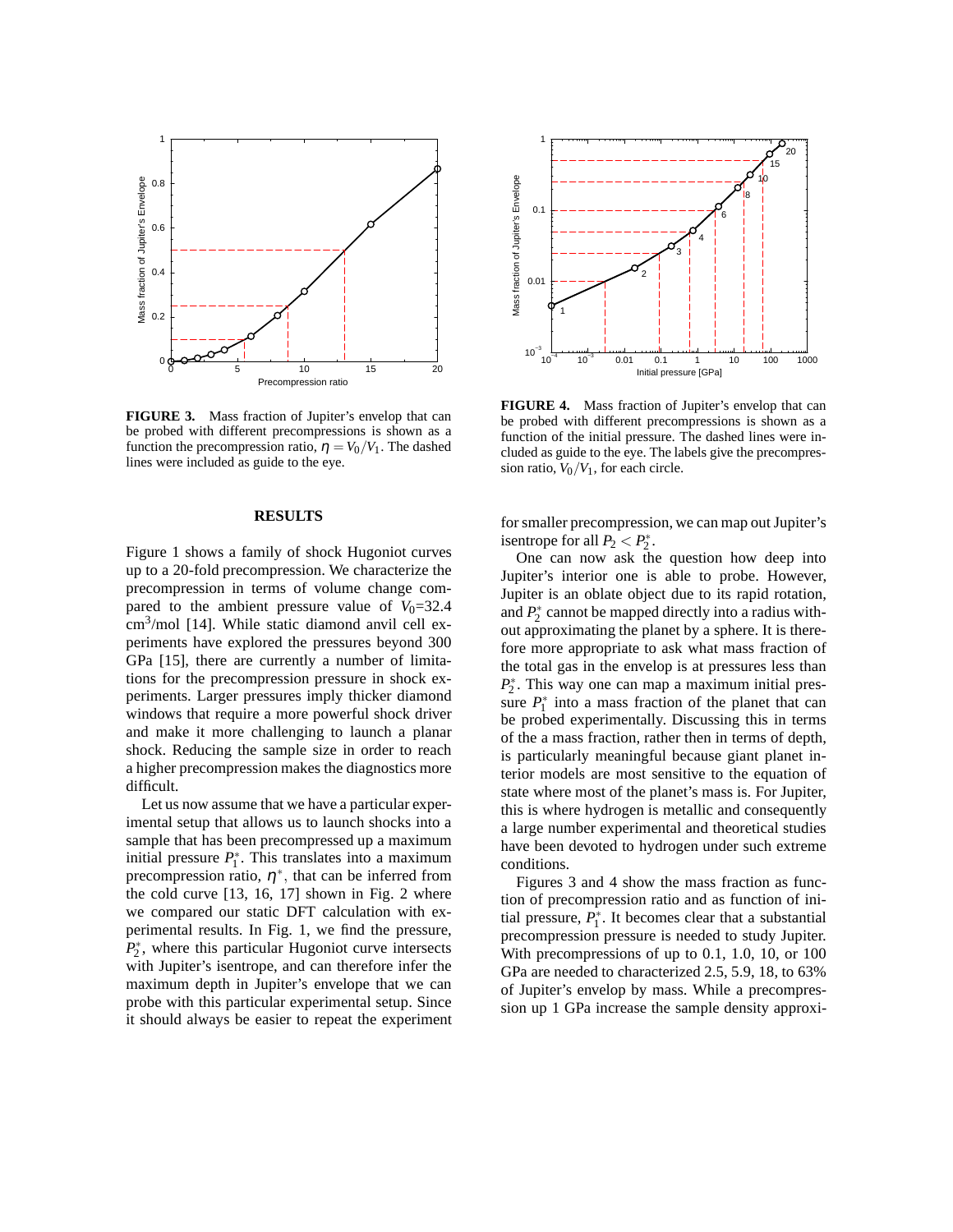**FIGURE 3.** Mass fraction of Jupiter's envelop that can be probed with different precompressions is shown as a function the precompression ratio, $\eta = V_0/V_1$. The dashed lines were included as guide to the eye.

**FIGURE 4.** Mass fraction of Jupiter's envelop that can be probed with different precompressions is shown as a function of the initial pressure. The dashed lines were included as guide to the eye. The labels give the precompression ratio, $V_0/V_1$, for each circle.

## RESULTS

Figure 1 shows a family of shock Hugoniot curves up to a 20-fold precompression. We characterize the precompression in terms of volume change compared to the ambient pressure value of $V_0$=32.4 cm$^3$/mol [14]. While static diamond anvil cell experiments have explored the pressures beyond 300 GPa [15], there are currently a number of limitations for the precompression pressure in shock experiments. Larger pressures imply thicker diamond windows that require a more powerful shock driver and make it more challenging to launch a planar shock. Reducing the sample size in order to reach a higher precompression makes the diagnostics more difficult.

Let us now assume that we have a particular experimental setup that allows us to launch shocks into a sample that has been precompressed up a maximum initial pressure $P_1^*$. This translates into a maximum precompression ratio, $\eta^*$, that can be inferred from the cold curve [13, 16, 17] shown in Fig. 2 where we compared our static DFT calculation with experimental results. In Fig. 1, we find the pressure, $P_2^*$, where this particular Hugoniot curve intersects with Jupiter's isentrope, and can therefore infer the maximum depth in Jupiter's envelope that we can probe with this particular experimental setup. Since it should always be easier to repeat the experiment for smaller precompression, we can map out Jupiter's isentrope for all $P_2 < P_2^*$.

One can now ask the question how deep into Jupiter's interior one is able to probe. However, Jupiter is an oblate object due to its rapid rotation, and $P_2^*$ cannot be mapped directly into a radius without approximating the planet by a sphere. It is therefore more appropriate to ask what mass fraction of the total gas in the envelop is at pressures less than $P_2^*$. This way one can map a maximum initial pressure $P_1^*$ into a mass fraction of the planet that can be probed experimentally. Discussing this in terms of the a mass fraction, rather then in terms of depth, is particularly meaningful because giant planet interior models are most sensitive to the equation of state where most of the planet's mass is. For Jupiter, this is where hydrogen is metallic and consequently a large number experimental and theoretical studies have been devoted to hydrogen under such extreme conditions.

Figures 3 and 4 show the mass fraction as function of precompression ratio and as function of initial pressure, $P_1^*$. It becomes clear that a substantial precompression pressure is needed to study Jupiter. With precompressions of up to 0.1, 1.0, 10, or 100 GPa are needed to characterized 2.5, 5.9, 18, to 63% of Jupiter's envelop by mass. While a precompression up 1 GPa increase the sample density approxi-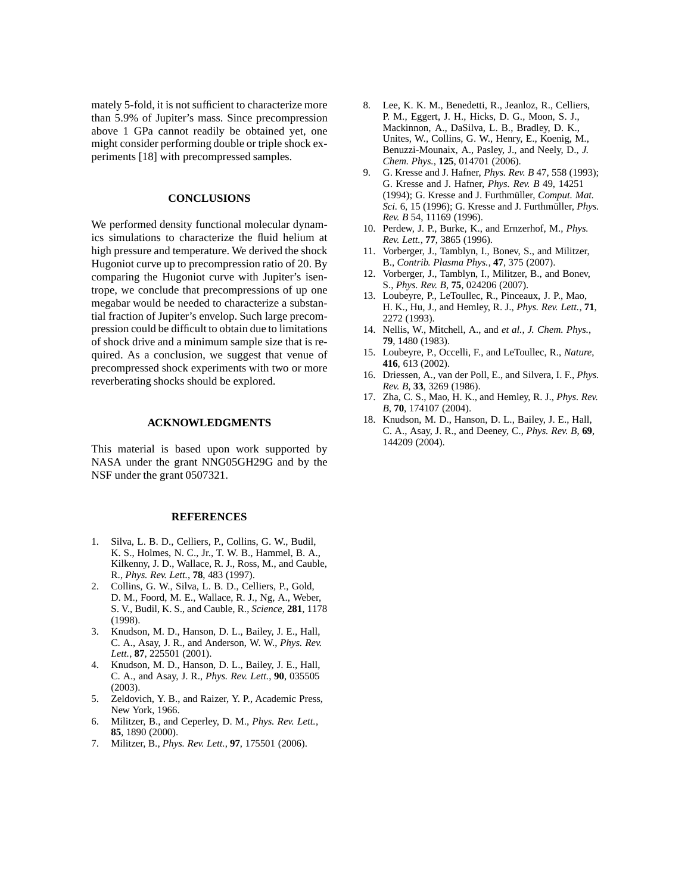mately 5-fold, it is not sufficient to characterize more than 5.9% of Jupiter's mass. Since precompression above 1 GPa cannot readily be obtained yet, one might consider performing double or triple shock experiments [18] with precompressed samples.

## CONCLUSIONS

We performed density functional molecular dynamics simulations to characterize the fluid helium at high pressure and temperature. We derived the shock Hugoniot curve up to precompression ratio of 20. By comparing the Hugoniot curve with Jupiter's isentrope, we conclude that precompressions of up one megabar would be needed to characterize a substantial fraction of Jupiter's envelop. Such large precompression could be difficult to obtain due to limitations of shock drive and a minimum sample size that is required. As a conclusion, we suggest that venue of precompressed shock experiments with two or more reverberating shocks should be explored.

## ACKNOWLEDGMENTS

This material is based upon work supported by NASA under the grant NNG05GH29G and by the NSF under the grant 0507321.

## REFERENCES

1. Silva, L. B. D., Celliers, P., Collins, G. W., Budil, K. S., Holmes, N. C., Jr., T. W. B., Hammel, B. A., Kilkenny, J. D., Wallace, R. J., Ross, M., and Cauble, R., *Phys. Rev. Lett.*, **78**, 483 (1997).
2. Collins, G. W., Silva, L. B. D., Celliers, P., Gold, D. M., Foord, M. E., Wallace, R. J., Ng, A., Weber, S. V., Budil, K. S., and Cauble, R., *Science*, **281**, 1178 (1998).
3. Knudson, M. D., Hanson, D. L., Bailey, J. E., Hall, C. A., Asay, J. R., and Anderson, W. W., *Phys. Rev. Lett.*, **87**, 225501 (2001).
4. Knudson, M. D., Hanson, D. L., Bailey, J. E., Hall, C. A., and Asay, J. R., *Phys. Rev. Lett.*, **90**, 035505 (2003).
5. Zeldovich, Y. B., and Raizer, Y. P., Academic Press, New York, 1966.
6. Militzer, B., and Ceperley, D. M., *Phys. Rev. Lett.*, **85**, 1890 (2000).
7. Militzer, B., *Phys. Rev. Lett.*, **97**, 175501 (2006).
8. Lee, K. K. M., Benedetti, R., Jeanloz, R., Celliers, P. M., Eggert, J. H., Hicks, D. G., Moon, S. J., Mackinnon, A., DaSilva, L. B., Bradley, D. K., Unites, W., Collins, G. W., Henry, E., Koenig, M., Benuzzi-Mounaix, A., Pasley, J., and Neely, D., *J. Chem. Phys.*, **125**, 014701 (2006).
9. G. Kresse and J. Hafner, *Phys. Rev. B* 47, 558 (1993); G. Kresse and J. Hafner, *Phys. Rev. B* 49, 14251 (1994); G. Kresse and J. Furthmüller, *Comput. Mat. Sci.* 6, 15 (1996); G. Kresse and J. Furthmüller, *Phys. Rev. B* 54, 11169 (1996).
10. Perdew, J. P., Burke, K., and Ernzerhof, M., *Phys. Rev. Lett.*, **77**, 3865 (1996).
11. Vorberger, J., Tamblyn, I., Bonev, S., and Militzer, B., *Contrib. Plasma Phys.*, **47**, 375 (2007).
12. Vorberger, J., Tamblyn, I., Militzer, B., and Bonev, S., *Phys. Rev. B*, **75**, 024206 (2007).
13. Loubeyre, P., LeToullec, R., Pinceaux, J. P., Mao, H. K., Hu, J., and Hemley, R. J., *Phys. Rev. Lett.*, **71**, 2272 (1993).
14. Nellis, W., Mitchell, A., and *et al.*, *J. Chem. Phys.*, **79**, 1480 (1983).
15. Loubeyre, P., Occelli, F., and LeToullec, R., *Nature*, **416**, 613 (2002).
16. Driessen, A., van der Poll, E., and Silvera, I. F., *Phys. Rev. B*, **33**, 3269 (1986).
17. Zha, C. S., Mao, H. K., and Hemley, R. J., *Phys. Rev. B*, **70**, 174107 (2004).
18. Knudson, M. D., Hanson, D. L., Bailey, J. E., Hall, C. A., Asay, J. R., and Deeney, C., *Phys. Rev. B*, **69**, 144209 (2004).